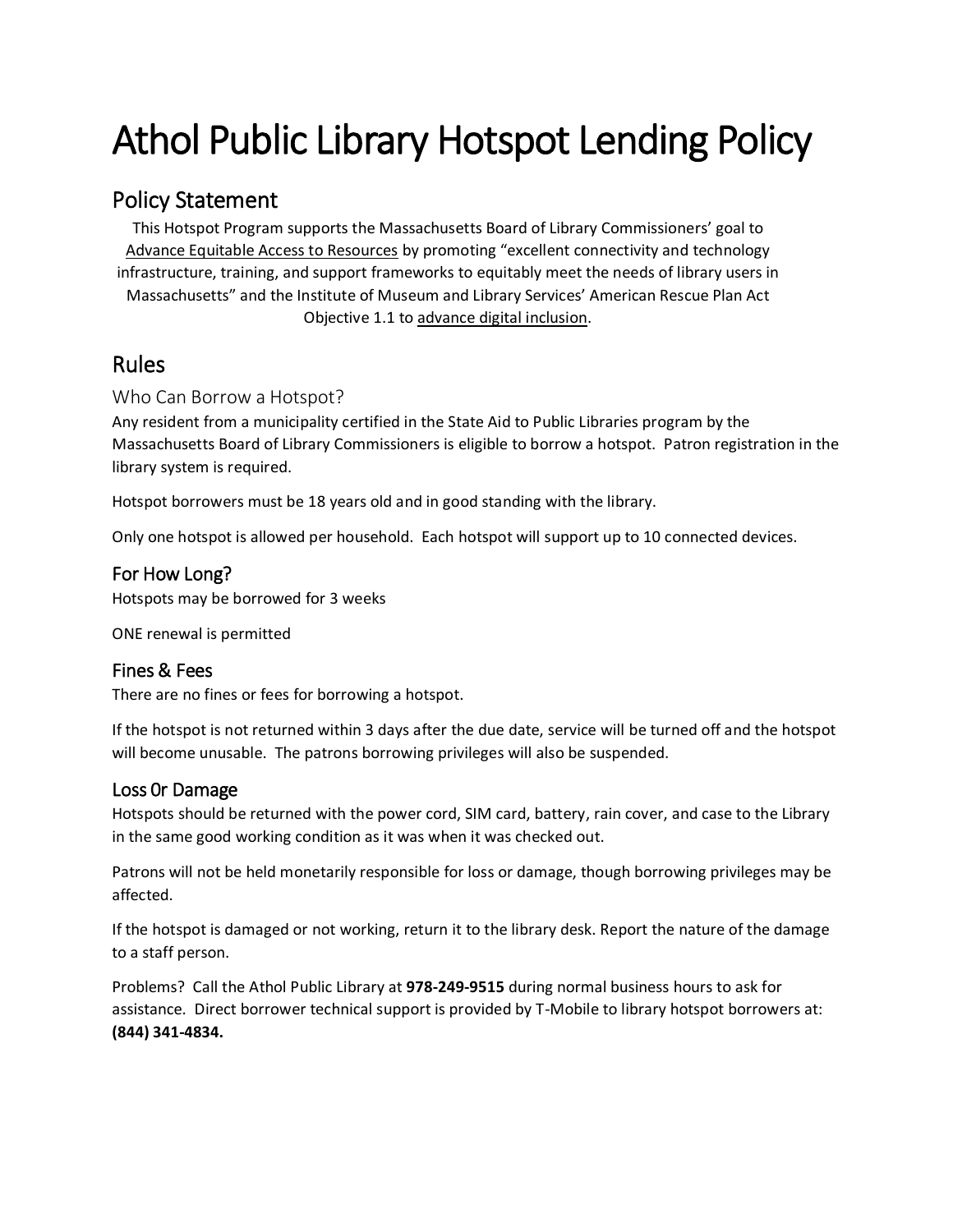# Athol Public Library Hotspot Lending Policy

## Policy Statement

This Hotspot Program supports the Massachusetts Board of Library Commissioners' goal to Advance Equitable Access to Resources by promoting "excellent connectivity and technology infrastructure, training, and support frameworks to equitably meet the needs of library users in Massachusetts" and the Institute of Museum and Library Services' American Rescue Plan Act Objective 1.1 to advance digital inclusion.

## Rules

### Who Can Borrow a Hotspot?

Any resident from a municipality certified in the State Aid to Public Libraries program by the Massachusetts Board of Library Commissioners is eligible to borrow a hotspot. Patron registration in the library system is required.

Hotspot borrowers must be 18 years old and in good standing with the library.

Only one hotspot is allowed per household. Each hotspot will support up to 10 connected devices.

### For How Long?

Hotspots may be borrowed for 3 weeks

ONE renewal is permitted

### Fines & Fees

There are no fines or fees for borrowing a hotspot.

If the hotspot is not returned within 3 days after the due date, service will be turned off and the hotspot will become unusable. The patrons borrowing privileges will also be suspended.

### Loss 0r Damage

Hotspots should be returned with the power cord, SIM card, battery, rain cover, and case to the Library in the same good working condition as it was when it was checked out.

Patrons will not be held monetarily responsible for loss or damage, though borrowing privileges may be affected.

If the hotspot is damaged or not working, return it to the library desk. Report the nature of the damage to a staff person.

Problems? Call the Athol Public Library at **978-249-9515** during normal business hours to ask for assistance. Direct borrower technical support is provided by T-Mobile to library hotspot borrowers at: **(844) 341-4834.**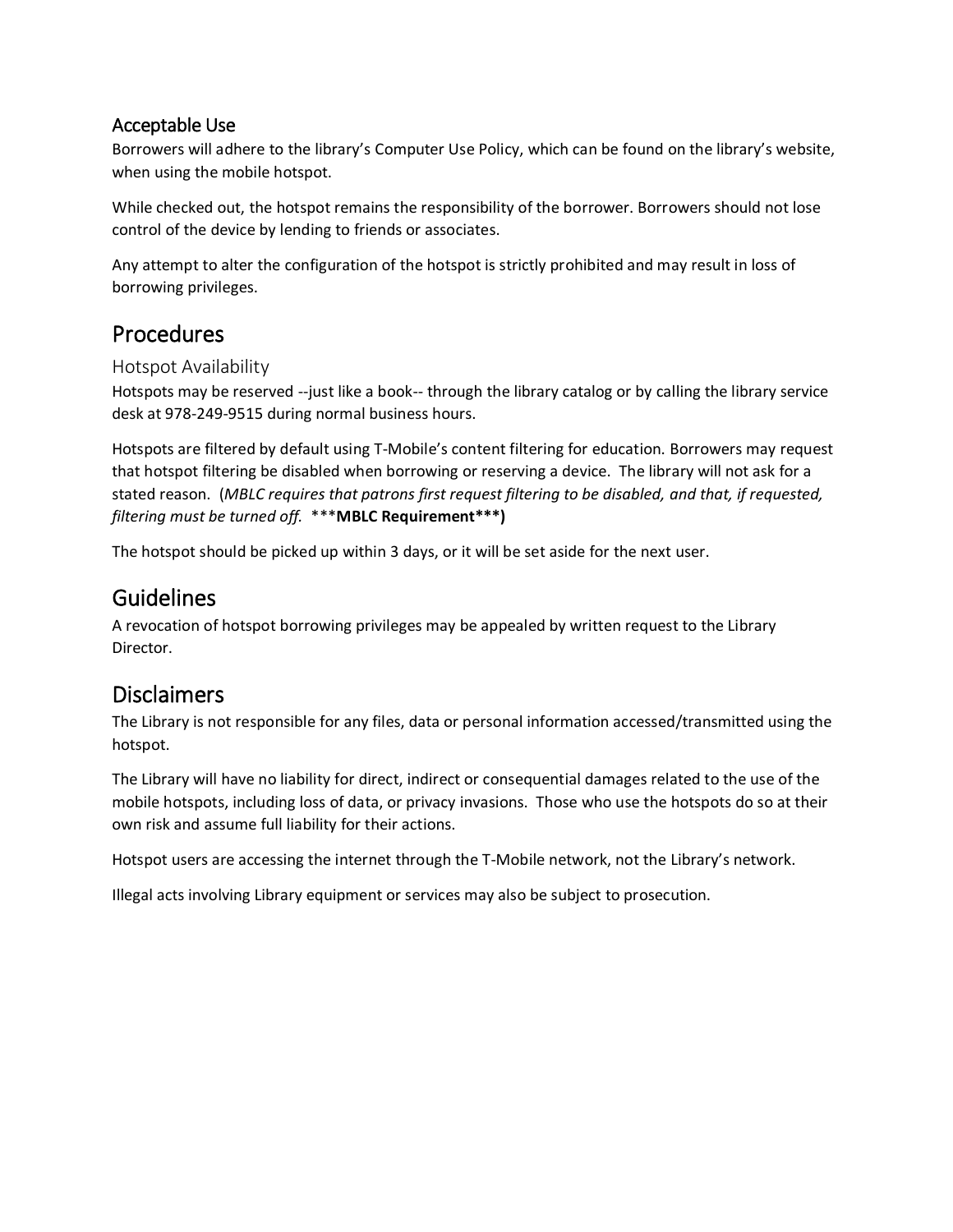### Acceptable Use

Borrowers will adhere to the library's Computer Use Policy, which can be found on the library's website, when using the mobile hotspot.

While checked out, the hotspot remains the responsibility of the borrower. Borrowers should not lose control of the device by lending to friends or associates.

Any attempt to alter the configuration of the hotspot is strictly prohibited and may result in loss of borrowing privileges.

## Procedures

### Hotspot Availability

Hotspots may be reserved --just like a book-- through the library catalog or by calling the library service desk at 978-249-9515 during normal business hours.

Hotspots are filtered by default using T-Mobile's content filtering for education. Borrowers may request that hotspot filtering be disabled when borrowing or reserving a device. The library will not ask for a stated reason. (*MBLC requires that patrons first request filtering to be disabled, and that, if requested, filtering must be turned off.* ***MBLC Requirement***)

The hotspot should be picked up within 3 days, or it will be set aside for the next user.

## Guidelines

A revocation of hotspot borrowing privileges may be appealed by written request to the Library Director.

## Disclaimers

The Library is not responsible for any files, data or personal information accessed/transmitted using the hotspot.

The Library will have no liability for direct, indirect or consequential damages related to the use of the mobile hotspots, including loss of data, or privacy invasions. Those who use the hotspots do so at their own risk and assume full liability for their actions.

Hotspot users are accessing the internet through the T-Mobile network, not the Library's network.

Illegal acts involving Library equipment or services may also be subject to prosecution.